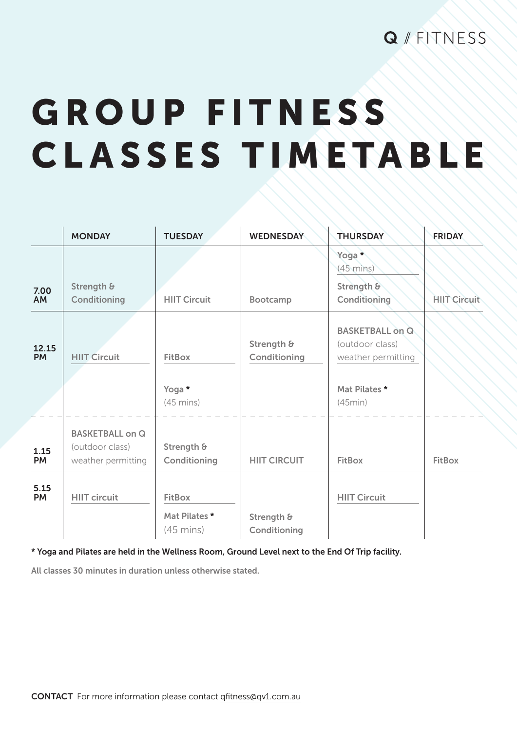Q // FITNESS

# GROUP FITNESS CLASSES TIMETABLE

| | MONDAY | TUESDAY | WEDNESDAY | THURSDAY | FRIDAY |
|---|---|---|---|---|---|
| 7.00 AM | Strength & Conditioning | HIIT Circuit | Bootcamp | Yoga * (45 mins)<br>Strength & Conditioning | HIIT Circuit |
| 12.15 PM | HIIT Circuit | FitBox<br>Yoga * (45 mins) | Strength & Conditioning | BASKETBALL on Q (outdoor class) weather permitting<br>Mat Pilates * (45min) | |
| 1.15 PM | BASKETBALL on Q (outdoor class) weather permitting | Strength & Conditioning | HIIT CIRCUIT | FitBox | FitBox |
| 5.15 PM | HIIT circuit | FitBox<br>Mat Pilates * (45 mins) | Strength & Conditioning | HIIT Circuit | |

* Yoga and Pilates are held in the Wellness Room, Ground Level next to the End Of Trip facility.

All classes 30 minutes in duration unless otherwise stated.

**CONTACT** For more information please contact qfitness@qv1.com.au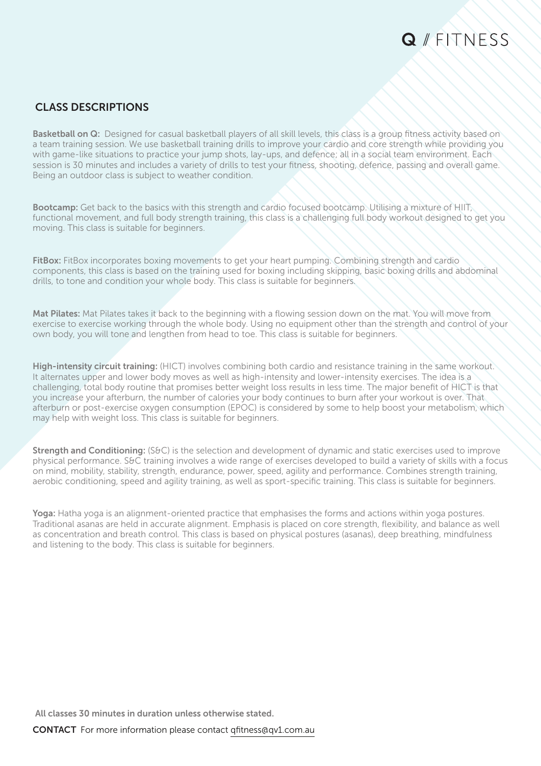Q // FITNESS

## CLASS DESCRIPTIONS

**Basketball on Q:** Designed for casual basketball players of all skill levels, this class is a group fitness activity based on a team training session. We use basketball training drills to improve your cardio and core strength while providing you with game-like situations to practice your jump shots, lay-ups, and defence; all in a social team environment. Each session is 30 minutes and includes a variety of drills to test your fitness, shooting, defence, passing and overall game. Being an outdoor class is subject to weather condition.

**Bootcamp:** Get back to the basics with this strength and cardio focused bootcamp. Utilising a mixture of HIIT, functional movement, and full body strength training, this class is a challenging full body workout designed to get you moving. This class is suitable for beginners.

**FitBox:** FitBox incorporates boxing movements to get your heart pumping. Combining strength and cardio components, this class is based on the training used for boxing including skipping, basic boxing drills and abdominal drills, to tone and condition your whole body. This class is suitable for beginners.

**Mat Pilates:** Mat Pilates takes it back to the beginning with a flowing session down on the mat. You will move from exercise to exercise working through the whole body. Using no equipment other than the strength and control of your own body, you will tone and lengthen from head to toe. This class is suitable for beginners.

**High-intensity circuit training:** (HICT) involves combining both cardio and resistance training in the same workout. It alternates upper and lower body moves as well as high-intensity and lower-intensity exercises. The idea is a challenging, total body routine that promises better weight loss results in less time. The major benefit of HICT is that you increase your afterburn, the number of calories your body continues to burn after your workout is over. That afterburn or post-exercise oxygen consumption (EPOC) is considered by some to help boost your metabolism, which may help with weight loss. This class is suitable for beginners.

**Strength and Conditioning:** (S&C) is the selection and development of dynamic and static exercises used to improve physical performance. S&C training involves a wide range of exercises developed to build a variety of skills with a focus on mind, mobility, stability, strength, endurance, power, speed, agility and performance. Combines strength training, aerobic conditioning, speed and agility training, as well as sport-specific training. This class is suitable for beginners.

**Yoga:** Hatha yoga is an alignment-oriented practice that emphasises the forms and actions within yoga postures. Traditional asanas are held in accurate alignment. Emphasis is placed on core strength, flexibility, and balance as well as concentration and breath control. This class is based on physical postures (asanas), deep breathing, mindfulness and listening to the body. This class is suitable for beginners.

**All classes 30 minutes in duration unless otherwise stated.**

**CONTACT** For more information please contact qfitness@qv1.com.au